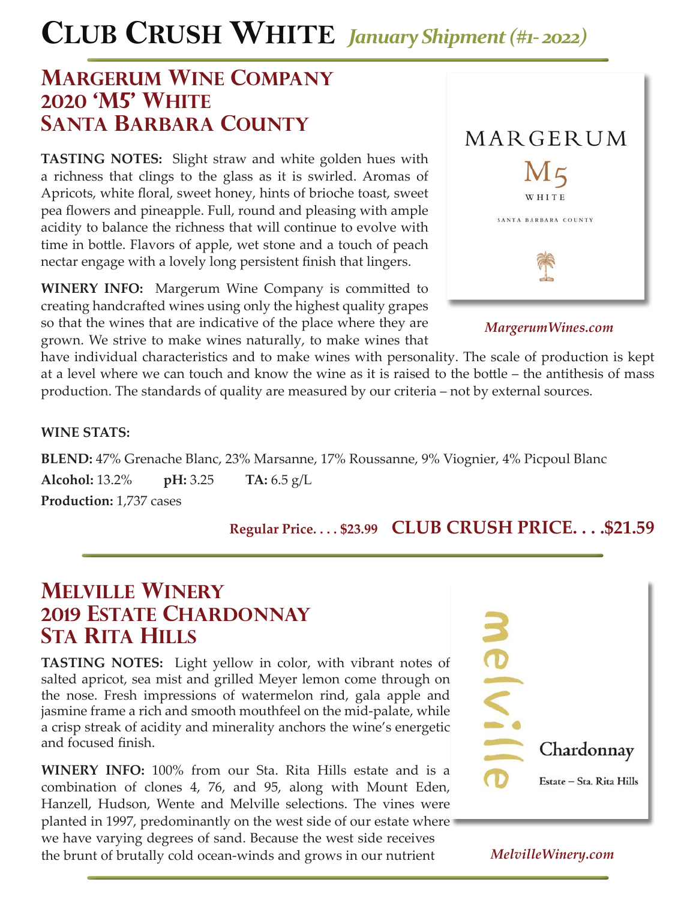# Club Crush White *January Shipment (#1- 2022)*

## Margerum Wine Company
## 2020 'M5' White
## Santa Barbara County

**TASTING NOTES:** Slight straw and white golden hues with a richness that clings to the glass as it is swirled. Aromas of Apricots, white floral, sweet honey, hints of brioche toast, sweet pea flowers and pineapple. Full, round and pleasing with ample acidity to balance the richness that will continue to evolve with time in bottle. Flavors of apple, wet stone and a touch of peach nectar engage with a lovely long persistent finish that lingers.

MARGERUM
M5
WHITE
SANTA BARBARA COUNTY

*MargerumWines.com*

**WINERY INFO:** Margerum Wine Company is committed to creating handcrafted wines using only the highest quality grapes so that the wines that are indicative of the place where they are grown. We strive to make wines naturally, to make wines that have individual characteristics and to make wines with personality. The scale of production is kept at a level where we can touch and know the wine as it is raised to the bottle – the antithesis of mass production. The standards of quality are measured by our criteria – not by external sources.

**WINE STATS:**

**BLEND:** 47% Grenache Blanc, 23% Marsanne, 17% Roussanne, 9% Viognier, 4% Picpoul Blanc

**Alcohol:** 13.2% **pH:** 3.25 **TA:** 6.5 g/L

**Production:** 1,737 cases

**Regular Price. . . . $23.99** **CLUB CRUSH PRICE. . . .$21.59**

## Melville Winery
## 2019 Estate Chardonnay
## Sta Rita Hills

**TASTING NOTES:** Light yellow in color, with vibrant notes of salted apricot, sea mist and grilled Meyer lemon come through on the nose. Fresh impressions of watermelon rind, gala apple and jasmine frame a rich and smooth mouthfeel on the mid-palate, while a crisp streak of acidity and minerality anchors the wine's energetic and focused finish.

**WINERY INFO:** 100% from our Sta. Rita Hills estate and is a combination of clones 4, 76, and 95, along with Mount Eden, Hanzell, Hudson, Wente and Melville selections. The vines were planted in 1997, predominantly on the west side of our estate where we have varying degrees of sand. Because the west side receives the brunt of brutally cold ocean-winds and grows in our nutrient

melville
Chardonnay
Estate – Sta. Rita Hills

*MelvilleWinery.com*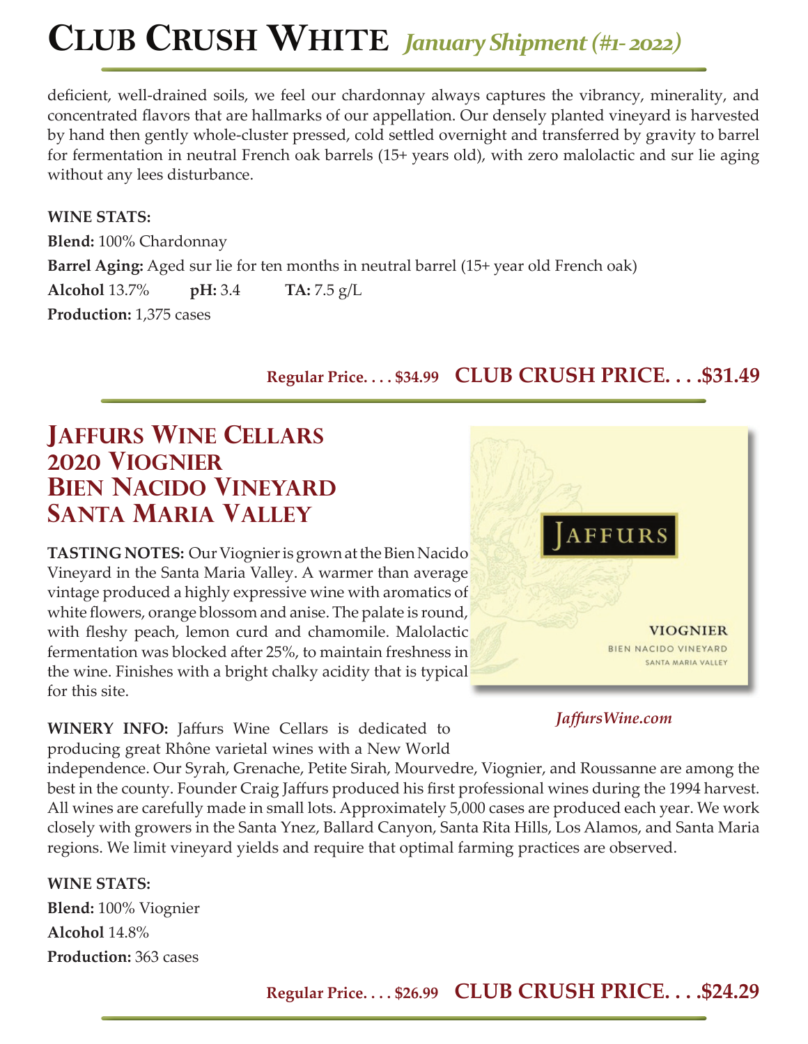# Club Crush White *January Shipment (#1- 2022)*

deficient, well-drained soils, we feel our chardonnay always captures the vibrancy, minerality, and concentrated flavors that are hallmarks of our appellation. Our densely planted vineyard is harvested by hand then gently whole-cluster pressed, cold settled overnight and transferred by gravity to barrel for fermentation in neutral French oak barrels (15+ years old), with zero malolactic and sur lie aging without any lees disturbance.

**WINE STATS:**

**Blend:** 100% Chardonnay

**Barrel Aging:** Aged sur lie for ten months in neutral barrel (15+ year old French oak)

**Alcohol** 13.7% **pH:** 3.4 **TA:** 7.5 g/L

**Production:** 1,375 cases

**Regular Price. . . . $34.99 CLUB CRUSH PRICE. . . .$31.49**

## Jaffurs Wine Cellars 2020 Viognier Bien Nacido Vineyard Santa Maria Valley

**TASTING NOTES:** Our Viognier is grown at the Bien Nacido Vineyard in the Santa Maria Valley. A warmer than average vintage produced a highly expressive wine with aromatics of white flowers, orange blossom and anise. The palate is round, with fleshy peach, lemon curd and chamomile. Malolactic fermentation was blocked after 25%, to maintain freshness in the wine. Finishes with a bright chalky acidity that is typical for this site.

*JaffursWine.com*

**WINERY INFO:** Jaffurs Wine Cellars is dedicated to producing great Rhône varietal wines with a New World independence. Our Syrah, Grenache, Petite Sirah, Mourvedre, Viognier, and Roussanne are among the best in the county. Founder Craig Jaffurs produced his first professional wines during the 1994 harvest. All wines are carefully made in small lots. Approximately 5,000 cases are produced each year. We work closely with growers in the Santa Ynez, Ballard Canyon, Santa Rita Hills, Los Alamos, and Santa Maria regions. We limit vineyard yields and require that optimal farming practices are observed.

**WINE STATS:**

**Blend:** 100% Viognier

**Alcohol** 14.8%

**Production:** 363 cases

**Regular Price. . . . $26.99 CLUB CRUSH PRICE. . . .$24.29**